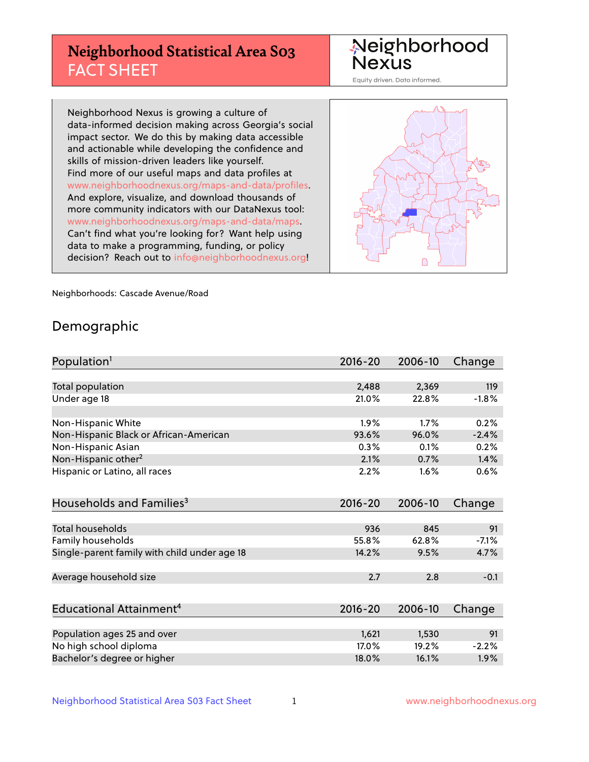# Neighborhood Statistical Area S03 FACT SHEET

Neighborhood Nexus

Equity driven. Data informed.

Neighborhood Nexus is growing a culture of data-informed decision making across Georgia's social impact sector. We do this by making data accessible and actionable while developing the confidence and skills of mission-driven leaders like yourself. Find more of our useful maps and data profiles at www.neighborhoodnexus.org/maps-and-data/profiles. And explore, visualize, and download thousands of more community indicators with our DataNexus tool: www.neighborhoodnexus.org/maps-and-data/maps. Can't find what you're looking for? Want help using data to make a programming, funding, or policy decision? Reach out to info@neighborhoodnexus.org!

Neighborhoods: Cascade Avenue/Road

## Demographic

| Population[1] | 2016-20 | 2006-10 | Change |
|---|---|---|---|
| Total population | 2,488 | 2,369 | 119 |
| Under age 18 | 21.0% | 22.8% | -1.8% |
| | | | |
| Non-Hispanic White | 1.9% | 1.7% | 0.2% |
| Non-Hispanic Black or African-American | 93.6% | 96.0% | -2.4% |
| Non-Hispanic Asian | 0.3% | 0.1% | 0.2% |
| Non-Hispanic other[2] | 2.1% | 0.7% | 1.4% |
| Hispanic or Latino, all races | 2.2% | 1.6% | 0.6% |

| Households and Families[3] | 2016-20 | 2006-10 | Change |
|---|---|---|---|
| Total households | 936 | 845 | 91 |
| Family households | 55.8% | 62.8% | -7.1% |
| Single-parent family with child under age 18 | 14.2% | 9.5% | 4.7% |
| | | | |
| Average household size | 2.7 | 2.8 | -0.1 |

| Educational Attainment[4] | 2016-20 | 2006-10 | Change |
|---|---|---|---|
| Population ages 25 and over | 1,621 | 1,530 | 91 |
| No high school diploma | 17.0% | 19.2% | -2.2% |
| Bachelor's degree or higher | 18.0% | 16.1% | 1.9% |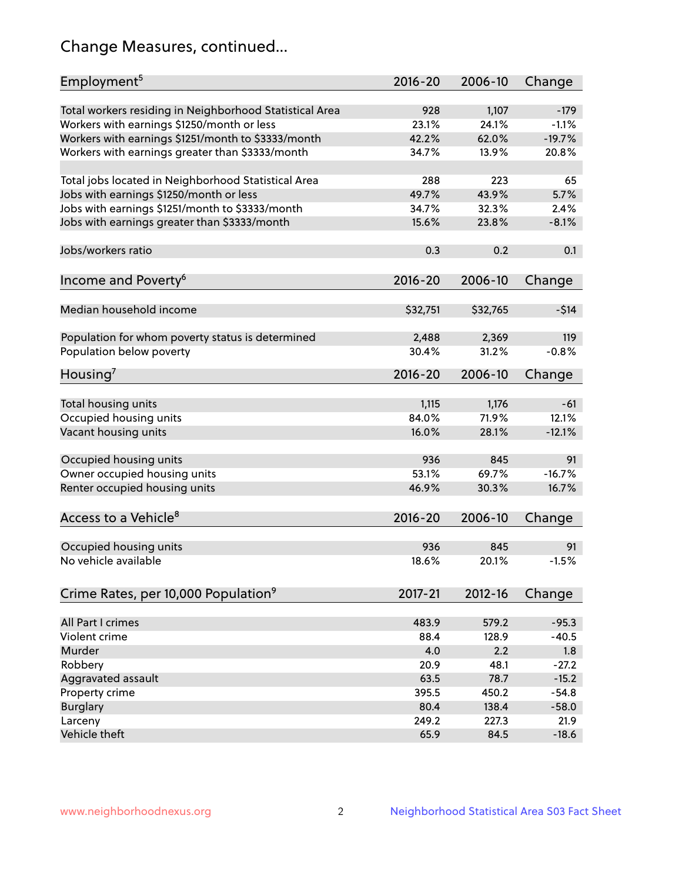## Change Measures, continued...

| Employment[5] | 2016-20 | 2006-10 | Change |
|---|---|---|---|
| Total workers residing in Neighborhood Statistical Area | 928 | 1,107 | -179 |
| Workers with earnings $1250/month or less | 23.1% | 24.1% | -1.1% |
| Workers with earnings $1251/month to $3333/month | 42.2% | 62.0% | -19.7% |
| Workers with earnings greater than $3333/month | 34.7% | 13.9% | 20.8% |
| | | | |
| Total jobs located in Neighborhood Statistical Area | 288 | 223 | 65 |
| Jobs with earnings $1250/month or less | 49.7% | 43.9% | 5.7% |
| Jobs with earnings $1251/month to $3333/month | 34.7% | 32.3% | 2.4% |
| Jobs with earnings greater than $3333/month | 15.6% | 23.8% | -8.1% |
| | | | |
| Jobs/workers ratio | 0.3 | 0.2 | 0.1 |

| Income and Poverty[6] | 2016-20 | 2006-10 | Change |
|---|---|---|---|
| Median household income | $32,751 | $32,765 | -$14 |
| | | | |
| Population for whom poverty status is determined | 2,488 | 2,369 | 119 |
| Population below poverty | 30.4% | 31.2% | -0.8% |

| Housing[7] | 2016-20 | 2006-10 | Change |
|---|---|---|---|
| Total housing units | 1,115 | 1,176 | -61 |
| Occupied housing units | 84.0% | 71.9% | 12.1% |
| Vacant housing units | 16.0% | 28.1% | -12.1% |
| | | | |
| Occupied housing units | 936 | 845 | 91 |
| Owner occupied housing units | 53.1% | 69.7% | -16.7% |
| Renter occupied housing units | 46.9% | 30.3% | 16.7% |

| Access to a Vehicle[8] | 2016-20 | 2006-10 | Change |
|---|---|---|---|
| Occupied housing units | 936 | 845 | 91 |
| No vehicle available | 18.6% | 20.1% | -1.5% |

| Crime Rates, per 10,000 Population[9] | 2017-21 | 2012-16 | Change |
|---|---|---|---|
| All Part I crimes | 483.9 | 579.2 | -95.3 |
| Violent crime | 88.4 | 128.9 | -40.5 |
| Murder | 4.0 | 2.2 | 1.8 |
| Robbery | 20.9 | 48.1 | -27.2 |
| Aggravated assault | 63.5 | 78.7 | -15.2 |
| Property crime | 395.5 | 450.2 | -54.8 |
| Burglary | 80.4 | 138.4 | -58.0 |
| Larceny | 249.2 | 227.3 | 21.9 |
| Vehicle theft | 65.9 | 84.5 | -18.6 |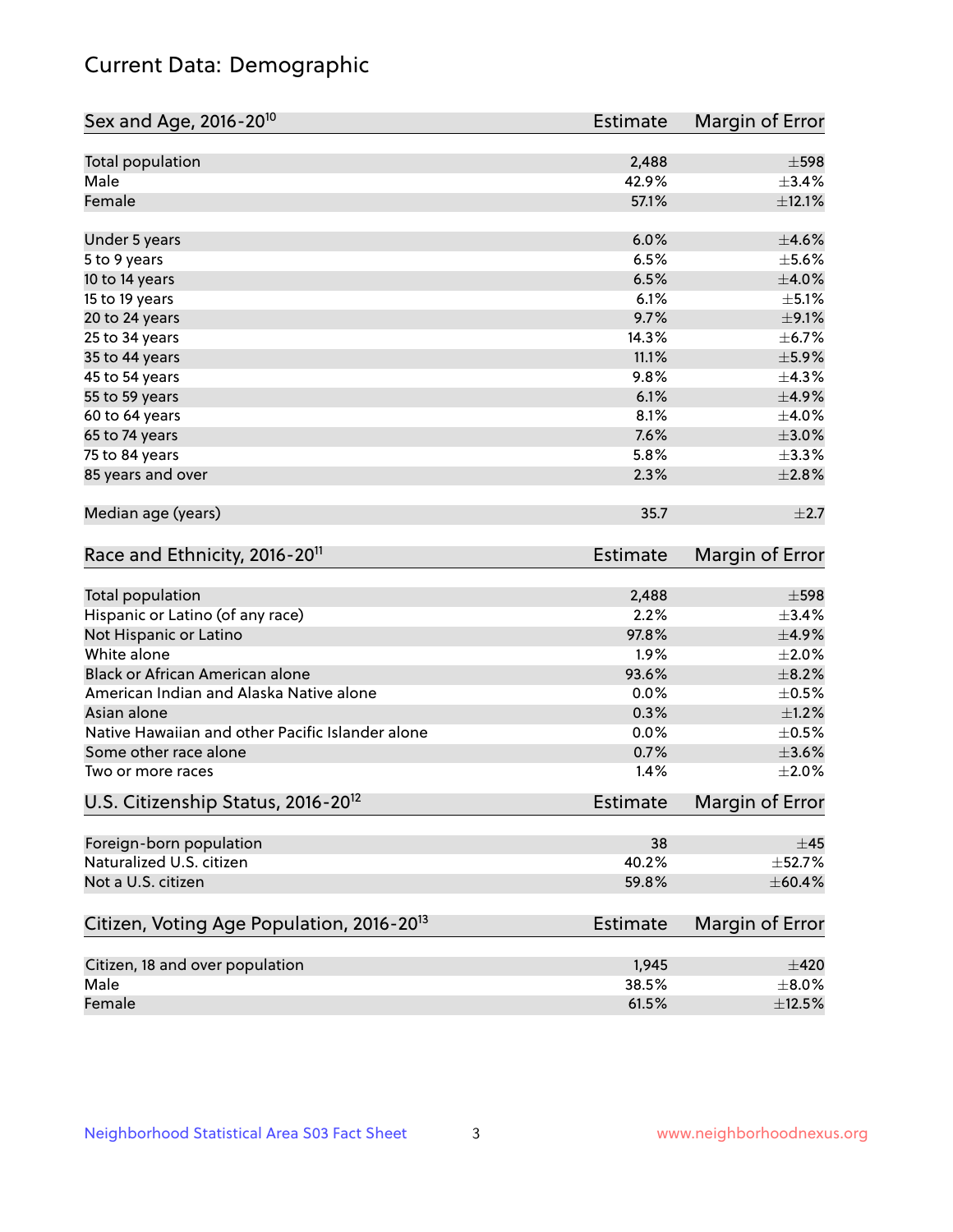# Current Data: Demographic

| Sex and Age, 2016-20[10] | Estimate | Margin of Error |
| --- | --- | --- |
| Total population | 2,488 | ±598 |
| Male | 42.9% | ±3.4% |
| Female | 57.1% | ±12.1% |
| | | |
| Under 5 years | 6.0% | ±4.6% |
| 5 to 9 years | 6.5% | ±5.6% |
| 10 to 14 years | 6.5% | ±4.0% |
| 15 to 19 years | 6.1% | ±5.1% |
| 20 to 24 years | 9.7% | ±9.1% |
| 25 to 34 years | 14.3% | ±6.7% |
| 35 to 44 years | 11.1% | ±5.9% |
| 45 to 54 years | 9.8% | ±4.3% |
| 55 to 59 years | 6.1% | ±4.9% |
| 60 to 64 years | 8.1% | ±4.0% |
| 65 to 74 years | 7.6% | ±3.0% |
| 75 to 84 years | 5.8% | ±3.3% |
| 85 years and over | 2.3% | ±2.8% |
| | | |
| Median age (years) | 35.7 | ±2.7 |

| Race and Ethnicity, 2016-20[11] | Estimate | Margin of Error |
| --- | --- | --- |
| Total population | 2,488 | ±598 |
| Hispanic or Latino (of any race) | 2.2% | ±3.4% |
| Not Hispanic or Latino | 97.8% | ±4.9% |
| White alone | 1.9% | ±2.0% |
| Black or African American alone | 93.6% | ±8.2% |
| American Indian and Alaska Native alone | 0.0% | ±0.5% |
| Asian alone | 0.3% | ±1.2% |
| Native Hawaiian and other Pacific Islander alone | 0.0% | ±0.5% |
| Some other race alone | 0.7% | ±3.6% |
| Two or more races | 1.4% | ±2.0% |

| U.S. Citizenship Status, 2016-20[12] | Estimate | Margin of Error |
| --- | --- | --- |
| Foreign-born population | 38 | ±45 |
| Naturalized U.S. citizen | 40.2% | ±52.7% |
| Not a U.S. citizen | 59.8% | ±60.4% |

| Citizen, Voting Age Population, 2016-20[13] | Estimate | Margin of Error |
| --- | --- | --- |
| Citizen, 18 and over population | 1,945 | ±420 |
| Male | 38.5% | ±8.0% |
| Female | 61.5% | ±12.5% |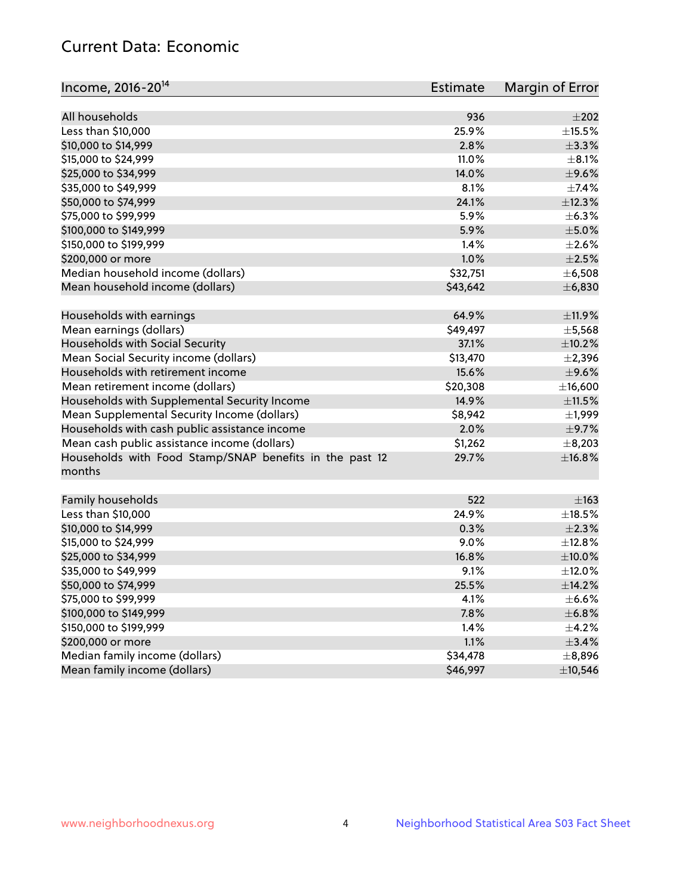## Current Data: Economic

| Income, 2016-20[14] | Estimate | Margin of Error |
|---|---|---|
| All households | 936 | ±202 |
| Less than $10,000 | 25.9% | ±15.5% |
| $10,000 to $14,999 | 2.8% | ±3.3% |
| $15,000 to $24,999 | 11.0% | ±8.1% |
| $25,000 to $34,999 | 14.0% | ±9.6% |
| $35,000 to $49,999 | 8.1% | ±7.4% |
| $50,000 to $74,999 | 24.1% | ±12.3% |
| $75,000 to $99,999 | 5.9% | ±6.3% |
| $100,000 to $149,999 | 5.9% | ±5.0% |
| $150,000 to $199,999 | 1.4% | ±2.6% |
| $200,000 or more | 1.0% | ±2.5% |
| Median household income (dollars) | $32,751 | ±6,508 |
| Mean household income (dollars) | $43,642 | ±6,830 |
| | | |
| Households with earnings | 64.9% | ±11.9% |
| Mean earnings (dollars) | $49,497 | ±5,568 |
| Households with Social Security | 37.1% | ±10.2% |
| Mean Social Security income (dollars) | $13,470 | ±2,396 |
| Households with retirement income | 15.6% | ±9.6% |
| Mean retirement income (dollars) | $20,308 | ±16,600 |
| Households with Supplemental Security Income | 14.9% | ±11.5% |
| Mean Supplemental Security Income (dollars) | $8,942 | ±1,999 |
| Households with cash public assistance income | 2.0% | ±9.7% |
| Mean cash public assistance income (dollars) | $1,262 | ±8,203 |
| Households with Food Stamp/SNAP benefits in the past 12 months | 29.7% | ±16.8% |
| | | |
| Family households | 522 | ±163 |
| Less than $10,000 | 24.9% | ±18.5% |
| $10,000 to $14,999 | 0.3% | ±2.3% |
| $15,000 to $24,999 | 9.0% | ±12.8% |
| $25,000 to $34,999 | 16.8% | ±10.0% |
| $35,000 to $49,999 | 9.1% | ±12.0% |
| $50,000 to $74,999 | 25.5% | ±14.2% |
| $75,000 to $99,999 | 4.1% | ±6.6% |
| $100,000 to $149,999 | 7.8% | ±6.8% |
| $150,000 to $199,999 | 1.4% | ±4.2% |
| $200,000 or more | 1.1% | ±3.4% |
| Median family income (dollars) | $34,478 | ±8,896 |
| Mean family income (dollars) | $46,997 | ±10,546 |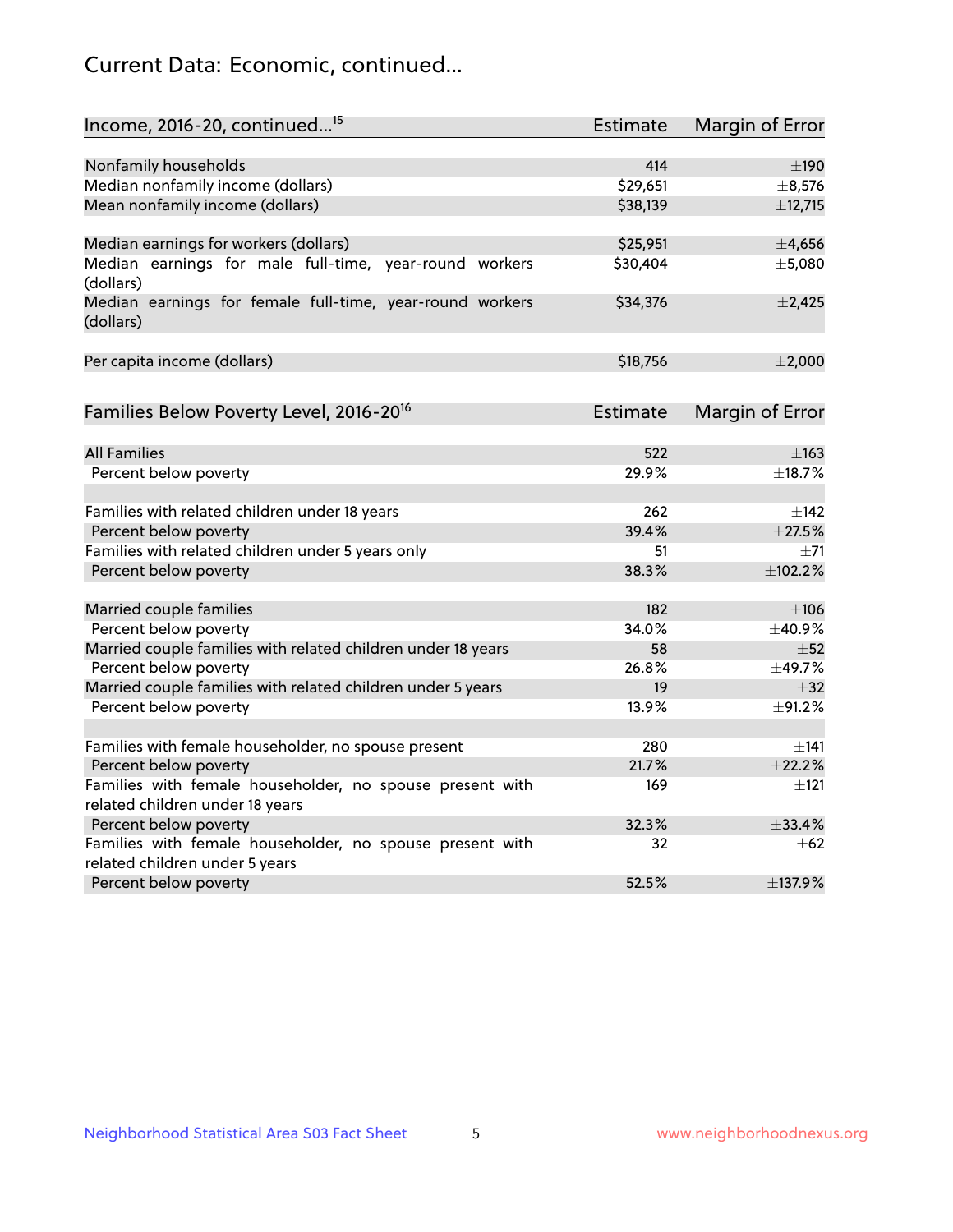# Current Data: Economic, continued...

| Income, 2016-20, continued...[15] | Estimate | Margin of Error |
|---|---|---|
| Nonfamily households | 414 | ±190 |
| Median nonfamily income (dollars) | $29,651 | ±8,576 |
| Mean nonfamily income (dollars) | $38,139 | ±12,715 |
| | | |
| Median earnings for workers (dollars) | $25,951 | ±4,656 |
| Median earnings for male full-time, year-round workers (dollars) | $30,404 | ±5,080 |
| Median earnings for female full-time, year-round workers (dollars) | $34,376 | ±2,425 |
| | | |
| Per capita income (dollars) | $18,756 | ±2,000 |

| Families Below Poverty Level, 2016-20[16] | Estimate | Margin of Error |
|---|---|---|
| All Families | 522 | ±163 |
| Percent below poverty | 29.9% | ±18.7% |
| | | |
| Families with related children under 18 years | 262 | ±142 |
| Percent below poverty | 39.4% | ±27.5% |
| Families with related children under 5 years only | 51 | ±71 |
| Percent below poverty | 38.3% | ±102.2% |
| | | |
| Married couple families | 182 | ±106 |
| Percent below poverty | 34.0% | ±40.9% |
| Married couple families with related children under 18 years | 58 | ±52 |
| Percent below poverty | 26.8% | ±49.7% |
| Married couple families with related children under 5 years | 19 | ±32 |
| Percent below poverty | 13.9% | ±91.2% |
| | | |
| Families with female householder, no spouse present | 280 | ±141 |
| Percent below poverty | 21.7% | ±22.2% |
| Families with female householder, no spouse present with related children under 18 years | 169 | ±121 |
| Percent below poverty | 32.3% | ±33.4% |
| Families with female householder, no spouse present with related children under 5 years | 32 | ±62 |
| Percent below poverty | 52.5% | ±137.9% |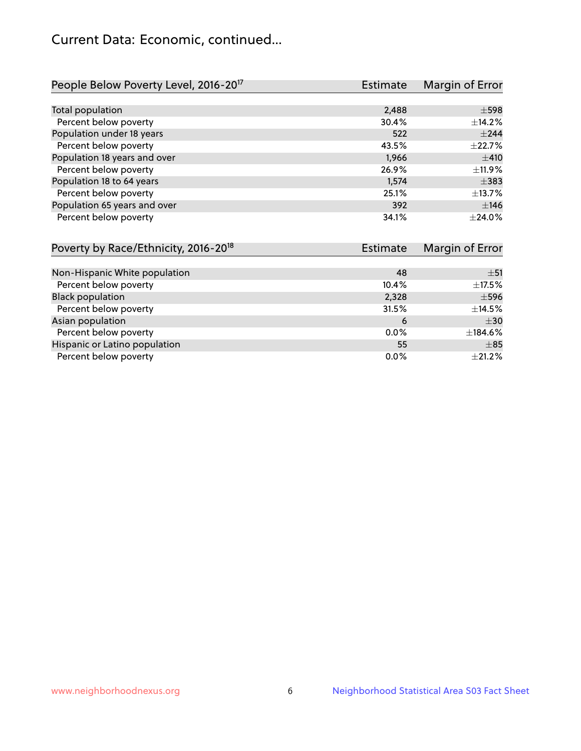# Current Data: Economic, continued...

| People Below Poverty Level, 2016-20[17] | Estimate | Margin of Error |
|---|---|---|
| Total population | 2,488 | ±598 |
| Percent below poverty | 30.4% | ±14.2% |
| Population under 18 years | 522 | ±244 |
| Percent below poverty | 43.5% | ±22.7% |
| Population 18 years and over | 1,966 | ±410 |
| Percent below poverty | 26.9% | ±11.9% |
| Population 18 to 64 years | 1,574 | ±383 |
| Percent below poverty | 25.1% | ±13.7% |
| Population 65 years and over | 392 | ±146 |
| Percent below poverty | 34.1% | ±24.0% |

| Poverty by Race/Ethnicity, 2016-20[18] | Estimate | Margin of Error |
|---|---|---|
| Non-Hispanic White population | 48 | ±51 |
| Percent below poverty | 10.4% | ±17.5% |
| Black population | 2,328 | ±596 |
| Percent below poverty | 31.5% | ±14.5% |
| Asian population | 6 | ±30 |
| Percent below poverty | 0.0% | ±184.6% |
| Hispanic or Latino population | 55 | ±85 |
| Percent below poverty | 0.0% | ±21.2% |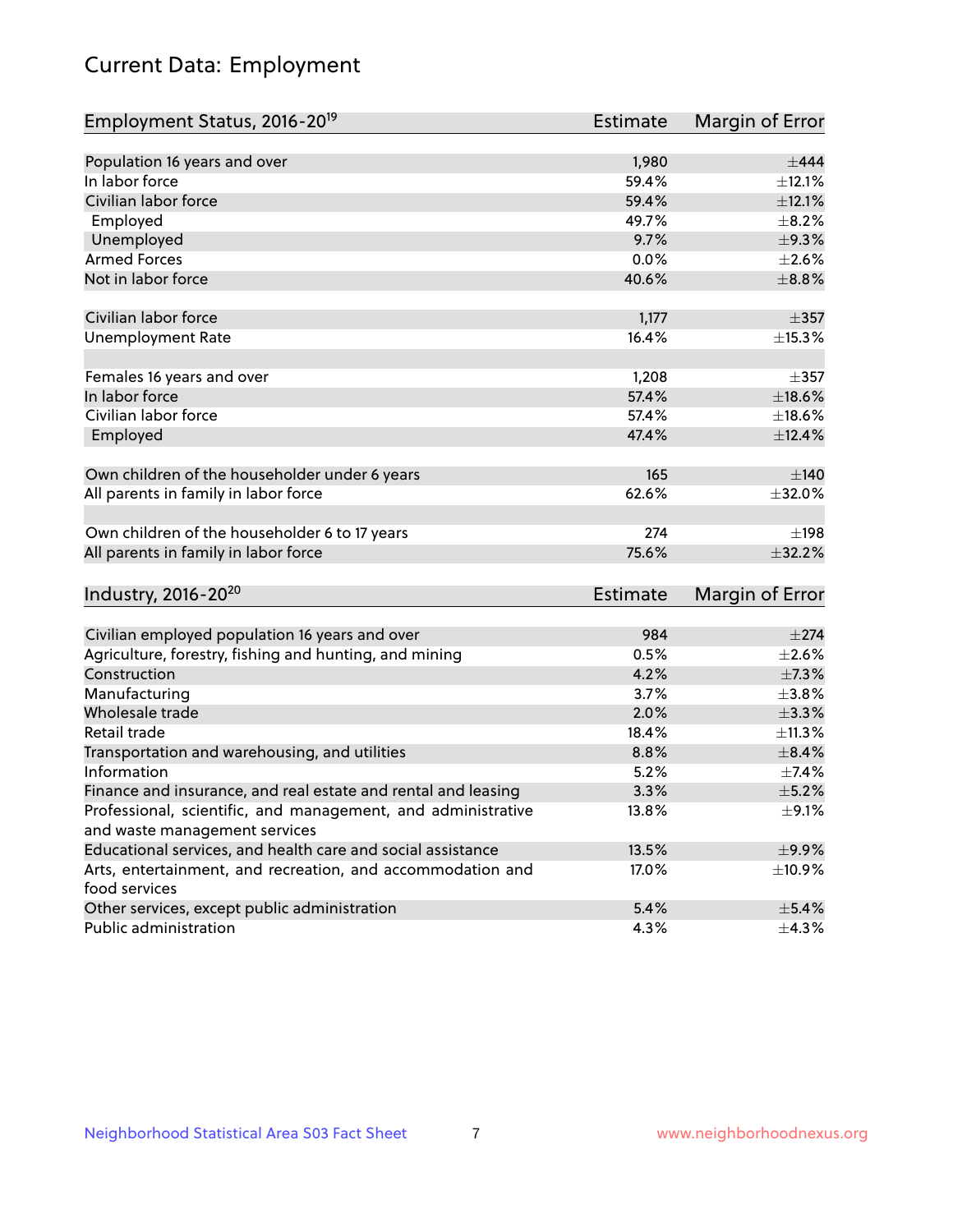# Current Data: Employment

| Employment Status, 2016-20[19] | Estimate | Margin of Error |
|---|---|---|
| Population 16 years and over | 1,980 | ±444 |
| In labor force | 59.4% | ±12.1% |
| Civilian labor force | 59.4% | ±12.1% |
| Employed | 49.7% | ±8.2% |
| Unemployed | 9.7% | ±9.3% |
| Armed Forces | 0.0% | ±2.6% |
| Not in labor force | 40.6% | ±8.8% |
| | | |
| Civilian labor force | 1,177 | ±357 |
| Unemployment Rate | 16.4% | ±15.3% |
| | | |
| Females 16 years and over | 1,208 | ±357 |
| In labor force | 57.4% | ±18.6% |
| Civilian labor force | 57.4% | ±18.6% |
| Employed | 47.4% | ±12.4% |
| | | |
| Own children of the householder under 6 years | 165 | ±140 |
| All parents in family in labor force | 62.6% | ±32.0% |
| | | |
| Own children of the householder 6 to 17 years | 274 | ±198 |
| All parents in family in labor force | 75.6% | ±32.2% |

| Industry, 2016-20[20] | Estimate | Margin of Error |
|---|---|---|
| Civilian employed population 16 years and over | 984 | ±274 |
| Agriculture, forestry, fishing and hunting, and mining | 0.5% | ±2.6% |
| Construction | 4.2% | ±7.3% |
| Manufacturing | 3.7% | ±3.8% |
| Wholesale trade | 2.0% | ±3.3% |
| Retail trade | 18.4% | ±11.3% |
| Transportation and warehousing, and utilities | 8.8% | ±8.4% |
| Information | 5.2% | ±7.4% |
| Finance and insurance, and real estate and rental and leasing | 3.3% | ±5.2% |
| Professional, scientific, and management, and administrative and waste management services | 13.8% | ±9.1% |
| Educational services, and health care and social assistance | 13.5% | ±9.9% |
| Arts, entertainment, and recreation, and accommodation and food services | 17.0% | ±10.9% |
| Other services, except public administration | 5.4% | ±5.4% |
| Public administration | 4.3% | ±4.3% |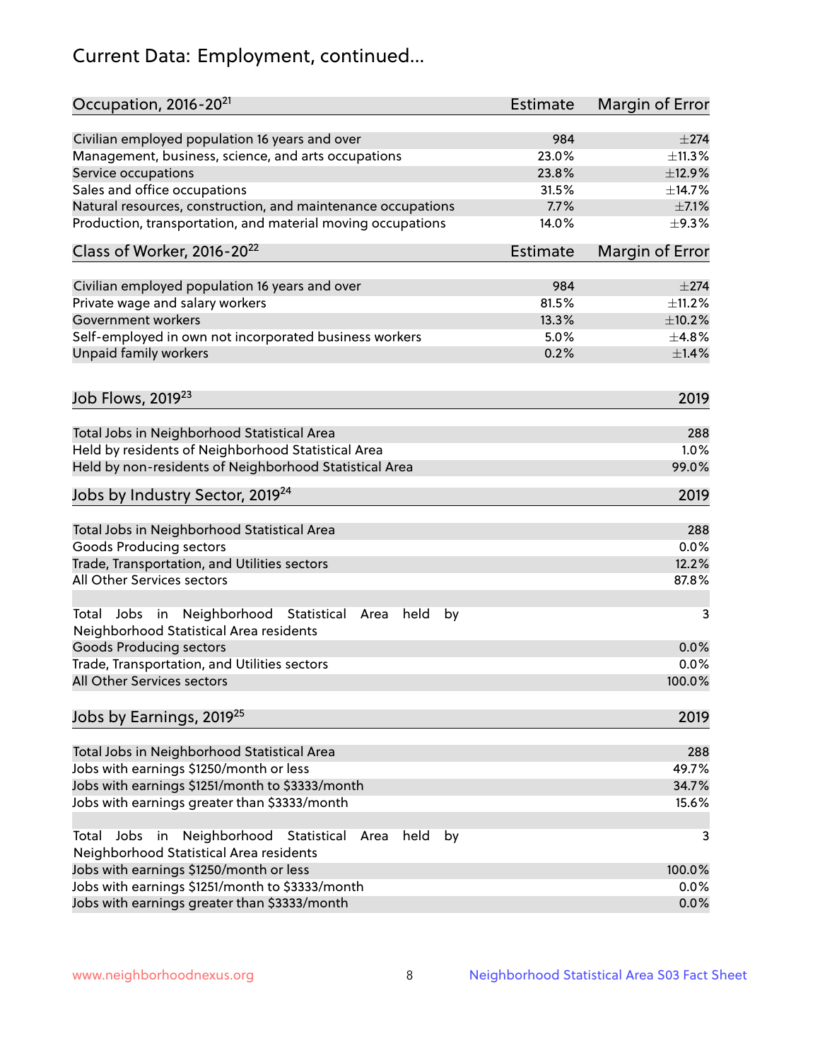# Current Data: Employment, continued...

| Occupation, 2016-20[21] | Estimate | Margin of Error |
| --- | --- | --- |
| Civilian employed population 16 years and over | 984 | ±274 |
| Management, business, science, and arts occupations | 23.0% | ±11.3% |
| Service occupations | 23.8% | ±12.9% |
| Sales and office occupations | 31.5% | ±14.7% |
| Natural resources, construction, and maintenance occupations | 7.7% | ±7.1% |
| Production, transportation, and material moving occupations | 14.0% | ±9.3% |

| Class of Worker, 2016-20[22] | Estimate | Margin of Error |
| --- | --- | --- |
| Civilian employed population 16 years and over | 984 | ±274 |
| Private wage and salary workers | 81.5% | ±11.2% |
| Government workers | 13.3% | ±10.2% |
| Self-employed in own not incorporated business workers | 5.0% | ±4.8% |
| Unpaid family workers | 0.2% | ±1.4% |

| Job Flows, 2019[23] | 2019 |
| --- | --- |
| Total Jobs in Neighborhood Statistical Area | 288 |
| Held by residents of Neighborhood Statistical Area | 1.0% |
| Held by non-residents of Neighborhood Statistical Area | 99.0% |

| Jobs by Industry Sector, 2019[24] | 2019 |
| --- | --- |
| Total Jobs in Neighborhood Statistical Area | 288 |
| Goods Producing sectors | 0.0% |
| Trade, Transportation, and Utilities sectors | 12.2% |
| All Other Services sectors | 87.8% |
| | |
| Total Jobs in Neighborhood Statistical Area held by Neighborhood Statistical Area residents | 3 |
| Goods Producing sectors | 0.0% |
| Trade, Transportation, and Utilities sectors | 0.0% |
| All Other Services sectors | 100.0% |

| Jobs by Earnings, 2019[25] | 2019 |
| --- | --- |
| Total Jobs in Neighborhood Statistical Area | 288 |
| Jobs with earnings $1250/month or less | 49.7% |
| Jobs with earnings $1251/month to $3333/month | 34.7% |
| Jobs with earnings greater than $3333/month | 15.6% |
| | |
| Total Jobs in Neighborhood Statistical Area held by Neighborhood Statistical Area residents | 3 |
| Jobs with earnings $1250/month or less | 100.0% |
| Jobs with earnings $1251/month to $3333/month | 0.0% |
| Jobs with earnings greater than $3333/month | 0.0% |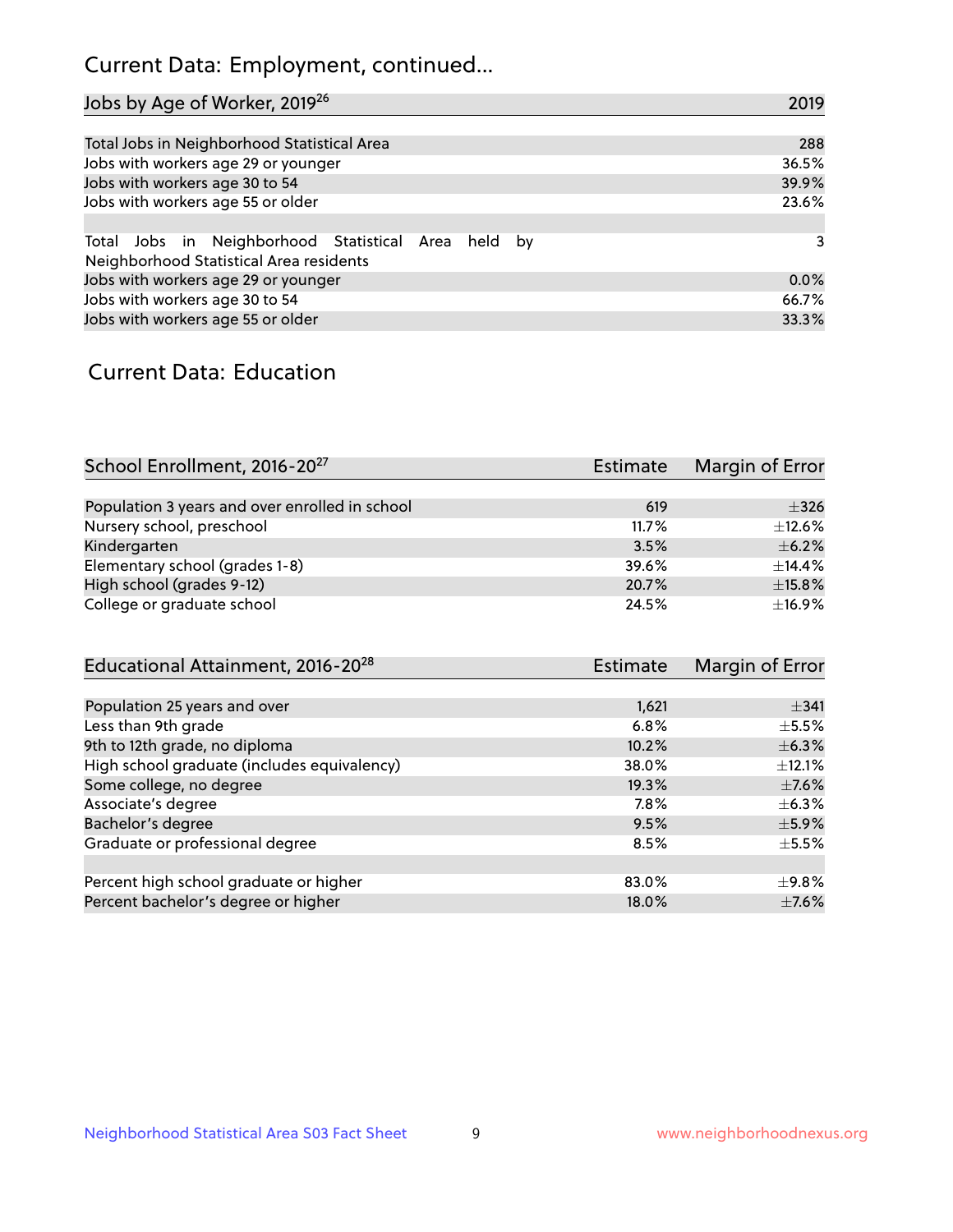# Current Data: Employment, continued...

| Jobs by Age of Worker, 2019[26] | 2019 |
|---|---|
| Total Jobs in Neighborhood Statistical Area | 288 |
| Jobs with workers age 29 or younger | 36.5% |
| Jobs with workers age 30 to 54 | 39.9% |
| Jobs with workers age 55 or older | 23.6% |
| | |
| Total Jobs in Neighborhood Statistical Area held by Neighborhood Statistical Area residents | 3 |
| Jobs with workers age 29 or younger | 0.0% |
| Jobs with workers age 30 to 54 | 66.7% |
| Jobs with workers age 55 or older | 33.3% |

## Current Data: Education

| School Enrollment, 2016-20[27] | Estimate | Margin of Error |
|---|---|---|
| Population 3 years and over enrolled in school | 619 | ±326 |
| Nursery school, preschool | 11.7% | ±12.6% |
| Kindergarten | 3.5% | ±6.2% |
| Elementary school (grades 1-8) | 39.6% | ±14.4% |
| High school (grades 9-12) | 20.7% | ±15.8% |
| College or graduate school | 24.5% | ±16.9% |

| Educational Attainment, 2016-20[28] | Estimate | Margin of Error |
|---|---|---|
| Population 25 years and over | 1,621 | ±341 |
| Less than 9th grade | 6.8% | ±5.5% |
| 9th to 12th grade, no diploma | 10.2% | ±6.3% |
| High school graduate (includes equivalency) | 38.0% | ±12.1% |
| Some college, no degree | 19.3% | ±7.6% |
| Associate's degree | 7.8% | ±6.3% |
| Bachelor's degree | 9.5% | ±5.9% |
| Graduate or professional degree | 8.5% | ±5.5% |
| | | |
| Percent high school graduate or higher | 83.0% | ±9.8% |
| Percent bachelor's degree or higher | 18.0% | ±7.6% |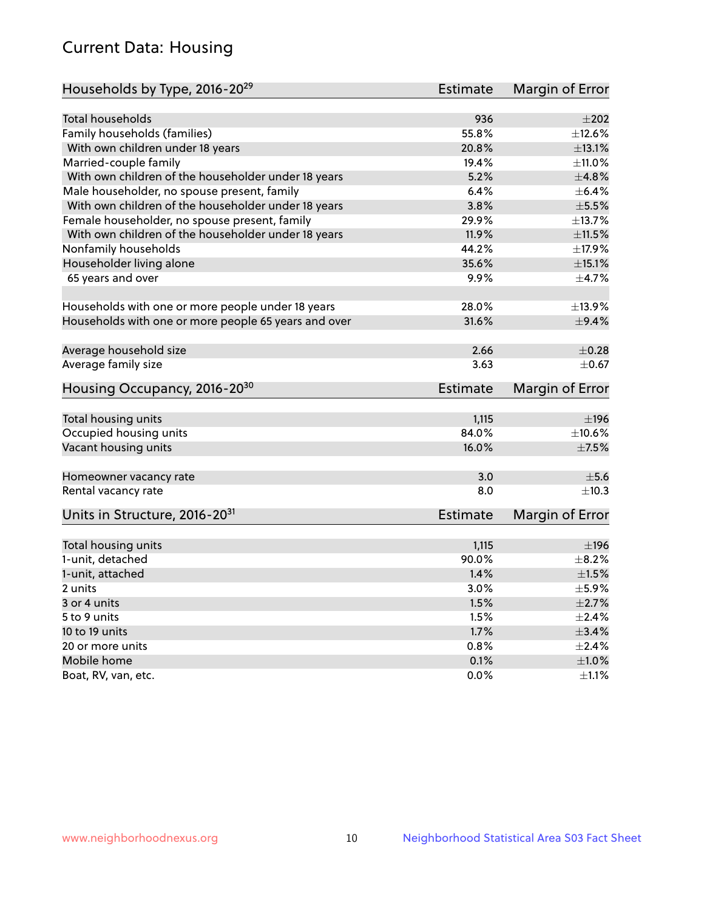# Current Data: Housing

| Households by Type, 2016-20[29] | Estimate | Margin of Error |
|---|---|---|
| Total households | 936 | ±202 |
| Family households (families) | 55.8% | ±12.6% |
| With own children under 18 years | 20.8% | ±13.1% |
| Married-couple family | 19.4% | ±11.0% |
| With own children of the householder under 18 years | 5.2% | ±4.8% |
| Male householder, no spouse present, family | 6.4% | ±6.4% |
| With own children of the householder under 18 years | 3.8% | ±5.5% |
| Female householder, no spouse present, family | 29.9% | ±13.7% |
| With own children of the householder under 18 years | 11.9% | ±11.5% |
| Nonfamily households | 44.2% | ±17.9% |
| Householder living alone | 35.6% | ±15.1% |
| 65 years and over | 9.9% | ±4.7% |
| Households with one or more people under 18 years | 28.0% | ±13.9% |
| Households with one or more people 65 years and over | 31.6% | ±9.4% |
| Average household size | 2.66 | ±0.28 |
| Average family size | 3.63 | ±0.67 |

| Housing Occupancy, 2016-20[30] | Estimate | Margin of Error |
|---|---|---|
| Total housing units | 1,115 | ±196 |
| Occupied housing units | 84.0% | ±10.6% |
| Vacant housing units | 16.0% | ±7.5% |
| Homeowner vacancy rate | 3.0 | ±5.6 |
| Rental vacancy rate | 8.0 | ±10.3 |

| Units in Structure, 2016-20[31] | Estimate | Margin of Error |
|---|---|---|
| Total housing units | 1,115 | ±196 |
| 1-unit, detached | 90.0% | ±8.2% |
| 1-unit, attached | 1.4% | ±1.5% |
| 2 units | 3.0% | ±5.9% |
| 3 or 4 units | 1.5% | ±2.7% |
| 5 to 9 units | 1.5% | ±2.4% |
| 10 to 19 units | 1.7% | ±3.4% |
| 20 or more units | 0.8% | ±2.4% |
| Mobile home | 0.1% | ±1.0% |
| Boat, RV, van, etc. | 0.0% | ±1.1% |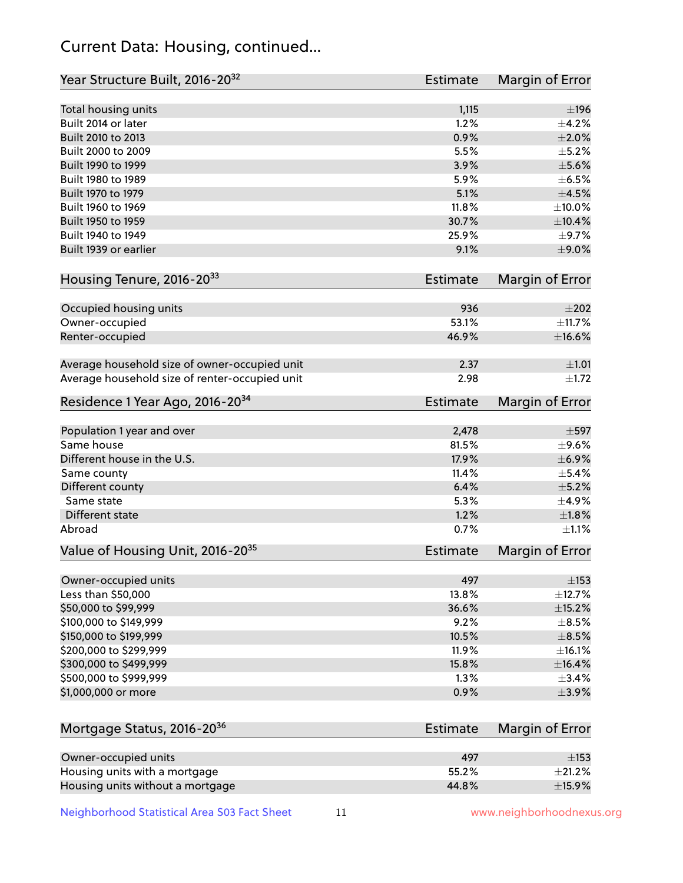# Current Data: Housing, continued...

| Year Structure Built, 2016-20[32] | Estimate | Margin of Error |
|---|---|---|
| Total housing units | 1,115 | ±196 |
| Built 2014 or later | 1.2% | ±4.2% |
| Built 2010 to 2013 | 0.9% | ±2.0% |
| Built 2000 to 2009 | 5.5% | ±5.2% |
| Built 1990 to 1999 | 3.9% | ±5.6% |
| Built 1980 to 1989 | 5.9% | ±6.5% |
| Built 1970 to 1979 | 5.1% | ±4.5% |
| Built 1960 to 1969 | 11.8% | ±10.0% |
| Built 1950 to 1959 | 30.7% | ±10.4% |
| Built 1940 to 1949 | 25.9% | ±9.7% |
| Built 1939 or earlier | 9.1% | ±9.0% |

| Housing Tenure, 2016-20[33] | Estimate | Margin of Error |
|---|---|---|
| Occupied housing units | 936 | ±202 |
| Owner-occupied | 53.1% | ±11.7% |
| Renter-occupied | 46.9% | ±16.6% |
| Average household size of owner-occupied unit | 2.37 | ±1.01 |
| Average household size of renter-occupied unit | 2.98 | ±1.72 |

| Residence 1 Year Ago, 2016-20[34] | Estimate | Margin of Error |
|---|---|---|
| Population 1 year and over | 2,478 | ±597 |
| Same house | 81.5% | ±9.6% |
| Different house in the U.S. | 17.9% | ±6.9% |
| Same county | 11.4% | ±5.4% |
| Different county | 6.4% | ±5.2% |
| Same state | 5.3% | ±4.9% |
| Different state | 1.2% | ±1.8% |
| Abroad | 0.7% | ±1.1% |

| Value of Housing Unit, 2016-20[35] | Estimate | Margin of Error |
|---|---|---|
| Owner-occupied units | 497 | ±153 |
| Less than $50,000 | 13.8% | ±12.7% |
| $50,000 to $99,999 | 36.6% | ±15.2% |
| $100,000 to $149,999 | 9.2% | ±8.5% |
| $150,000 to $199,999 | 10.5% | ±8.5% |
| $200,000 to $299,999 | 11.9% | ±16.1% |
| $300,000 to $499,999 | 15.8% | ±16.4% |
| $500,000 to $999,999 | 1.3% | ±3.4% |
| $1,000,000 or more | 0.9% | ±3.9% |

| Mortgage Status, 2016-20[36] | Estimate | Margin of Error |
|---|---|---|
| Owner-occupied units | 497 | ±153 |
| Housing units with a mortgage | 55.2% | ±21.2% |
| Housing units without a mortgage | 44.8% | ±15.9% |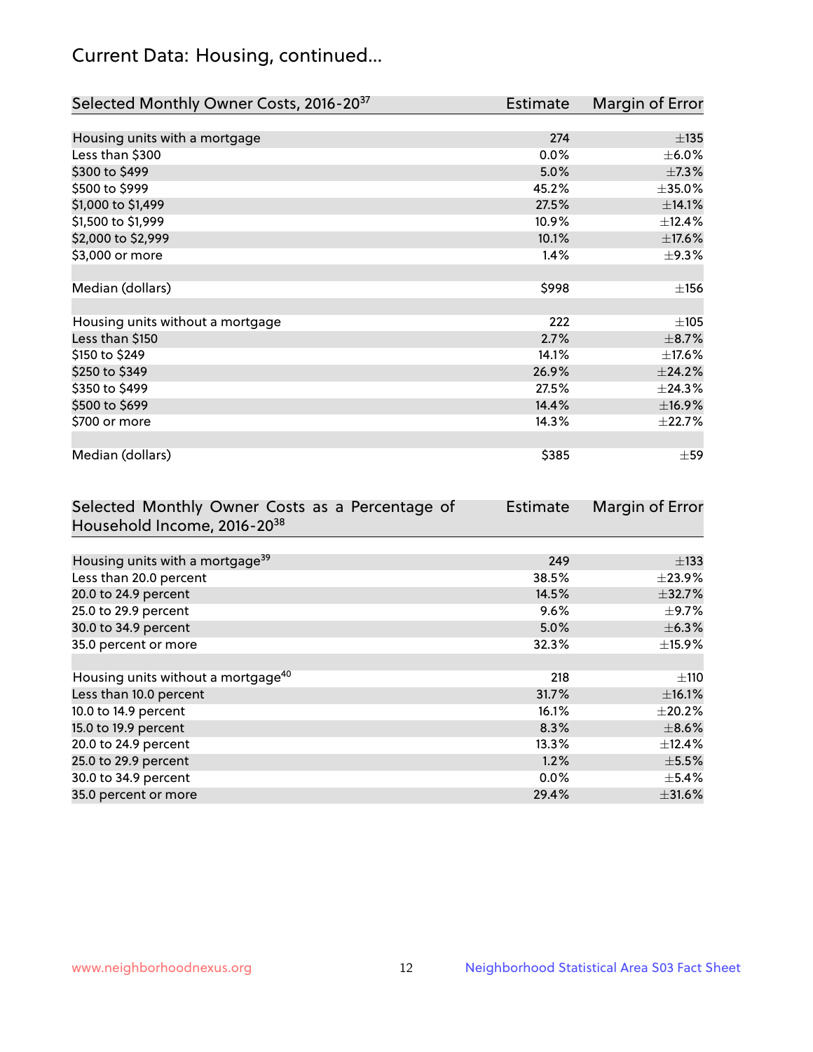## Current Data: Housing, continued...

| Selected Monthly Owner Costs, 2016-20[37] | Estimate | Margin of Error |
|---|---|---|
| Housing units with a mortgage | 274 | ±135 |
| Less than $300 | 0.0% | ±6.0% |
| $300 to $499 | 5.0% | ±7.3% |
| $500 to $999 | 45.2% | ±35.0% |
| $1,000 to $1,499 | 27.5% | ±14.1% |
| $1,500 to $1,999 | 10.9% | ±12.4% |
| $2,000 to $2,999 | 10.1% | ±17.6% |
| $3,000 or more | 1.4% | ±9.3% |
| | | |
| Median (dollars) | $998 | ±156 |
| | | |
| Housing units without a mortgage | 222 | ±105 |
| Less than $150 | 2.7% | ±8.7% |
| $150 to $249 | 14.1% | ±17.6% |
| $250 to $349 | 26.9% | ±24.2% |
| $350 to $499 | 27.5% | ±24.3% |
| $500 to $699 | 14.4% | ±16.9% |
| $700 or more | 14.3% | ±22.7% |
| | | |
| Median (dollars) | $385 | ±59 |

| Selected Monthly Owner Costs as a Percentage of Household Income, 2016-20[38] | Estimate | Margin of Error |
|---|---|---|
| Housing units with a mortgage[39] | 249 | ±133 |
| Less than 20.0 percent | 38.5% | ±23.9% |
| 20.0 to 24.9 percent | 14.5% | ±32.7% |
| 25.0 to 29.9 percent | 9.6% | ±9.7% |
| 30.0 to 34.9 percent | 5.0% | ±6.3% |
| 35.0 percent or more | 32.3% | ±15.9% |
| | | |
| Housing units without a mortgage[40] | 218 | ±110 |
| Less than 10.0 percent | 31.7% | ±16.1% |
| 10.0 to 14.9 percent | 16.1% | ±20.2% |
| 15.0 to 19.9 percent | 8.3% | ±8.6% |
| 20.0 to 24.9 percent | 13.3% | ±12.4% |
| 25.0 to 29.9 percent | 1.2% | ±5.5% |
| 30.0 to 34.9 percent | 0.0% | ±5.4% |
| 35.0 percent or more | 29.4% | ±31.6% |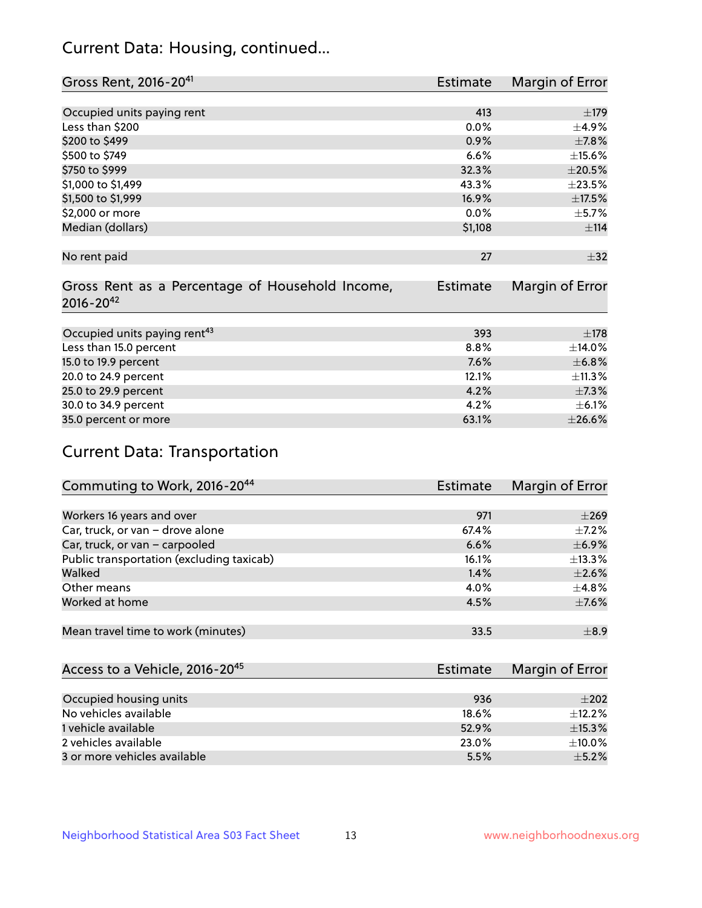## Current Data: Housing, continued...

| Gross Rent, 2016-20[41] | Estimate | Margin of Error |
|---|---|---|
| Occupied units paying rent | 413 | ±179 |
| Less than $200 | 0.0% | ±4.9% |
| $200 to $499 | 0.9% | ±7.8% |
| $500 to $749 | 6.6% | ±15.6% |
| $750 to $999 | 32.3% | ±20.5% |
| $1,000 to $1,499 | 43.3% | ±23.5% |
| $1,500 to $1,999 | 16.9% | ±17.5% |
| $2,000 or more | 0.0% | ±5.7% |
| Median (dollars) | $1,108 | ±114 |
| No rent paid | 27 | ±32 |

| Gross Rent as a Percentage of Household Income, 2016-20[42] | Estimate | Margin of Error |
|---|---|---|
| Occupied units paying rent[43] | 393 | ±178 |
| Less than 15.0 percent | 8.8% | ±14.0% |
| 15.0 to 19.9 percent | 7.6% | ±6.8% |
| 20.0 to 24.9 percent | 12.1% | ±11.3% |
| 25.0 to 29.9 percent | 4.2% | ±7.3% |
| 30.0 to 34.9 percent | 4.2% | ±6.1% |
| 35.0 percent or more | 63.1% | ±26.6% |

## Current Data: Transportation

| Commuting to Work, 2016-20[44] | Estimate | Margin of Error |
|---|---|---|
| Workers 16 years and over | 971 | ±269 |
| Car, truck, or van – drove alone | 67.4% | ±7.2% |
| Car, truck, or van – carpooled | 6.6% | ±6.9% |
| Public transportation (excluding taxicab) | 16.1% | ±13.3% |
| Walked | 1.4% | ±2.6% |
| Other means | 4.0% | ±4.8% |
| Worked at home | 4.5% | ±7.6% |
| Mean travel time to work (minutes) | 33.5 | ±8.9 |

| Access to a Vehicle, 2016-20[45] | Estimate | Margin of Error |
|---|---|---|
| Occupied housing units | 936 | ±202 |
| No vehicles available | 18.6% | ±12.2% |
| 1 vehicle available | 52.9% | ±15.3% |
| 2 vehicles available | 23.0% | ±10.0% |
| 3 or more vehicles available | 5.5% | ±5.2% |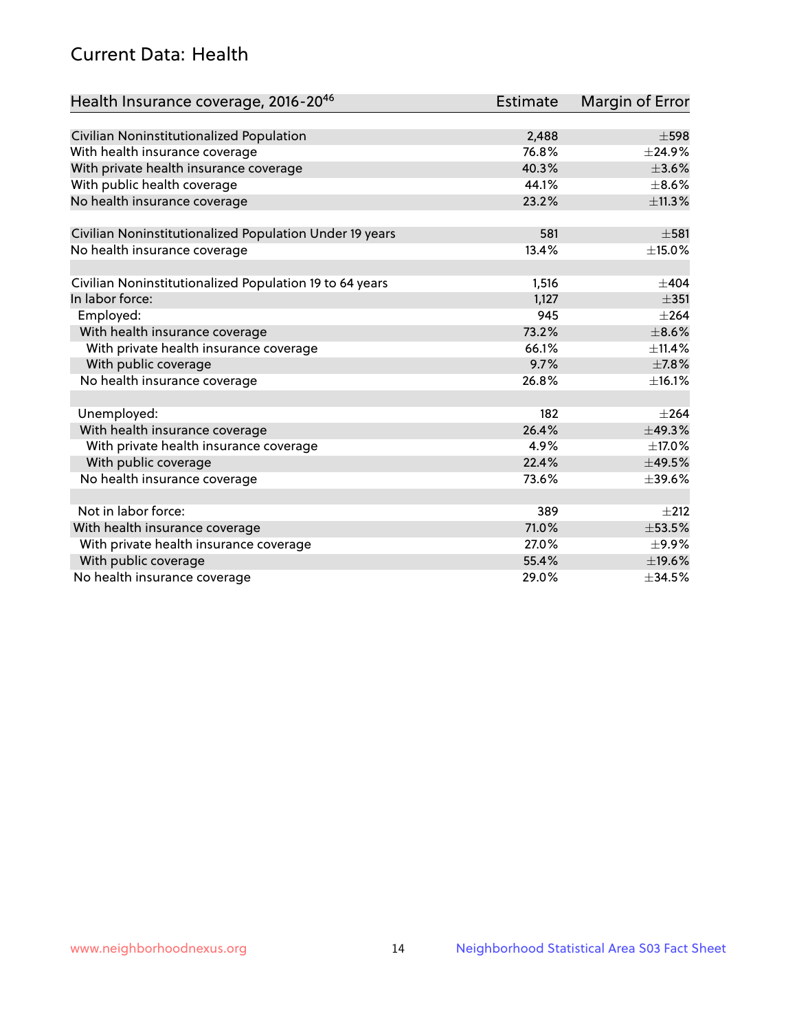## Current Data: Health

| Health Insurance coverage, 2016-20[46] | Estimate | Margin of Error |
|---|---|---|
| Civilian Noninstitutionalized Population | 2,488 | ±598 |
| With health insurance coverage | 76.8% | ±24.9% |
| With private health insurance coverage | 40.3% | ±3.6% |
| With public health coverage | 44.1% | ±8.6% |
| No health insurance coverage | 23.2% | ±11.3% |
| | | |
| Civilian Noninstitutionalized Population Under 19 years | 581 | ±581 |
| No health insurance coverage | 13.4% | ±15.0% |
| | | |
| Civilian Noninstitutionalized Population 19 to 64 years | 1,516 | ±404 |
| In labor force: | 1,127 | ±351 |
| Employed: | 945 | ±264 |
| With health insurance coverage | 73.2% | ±8.6% |
| With private health insurance coverage | 66.1% | ±11.4% |
| With public coverage | 9.7% | ±7.8% |
| No health insurance coverage | 26.8% | ±16.1% |
| | | |
| Unemployed: | 182 | ±264 |
| With health insurance coverage | 26.4% | ±49.3% |
| With private health insurance coverage | 4.9% | ±17.0% |
| With public coverage | 22.4% | ±49.5% |
| No health insurance coverage | 73.6% | ±39.6% |
| | | |
| Not in labor force: | 389 | ±212 |
| With health insurance coverage | 71.0% | ±53.5% |
| With private health insurance coverage | 27.0% | ±9.9% |
| With public coverage | 55.4% | ±19.6% |
| No health insurance coverage | 29.0% | ±34.5% |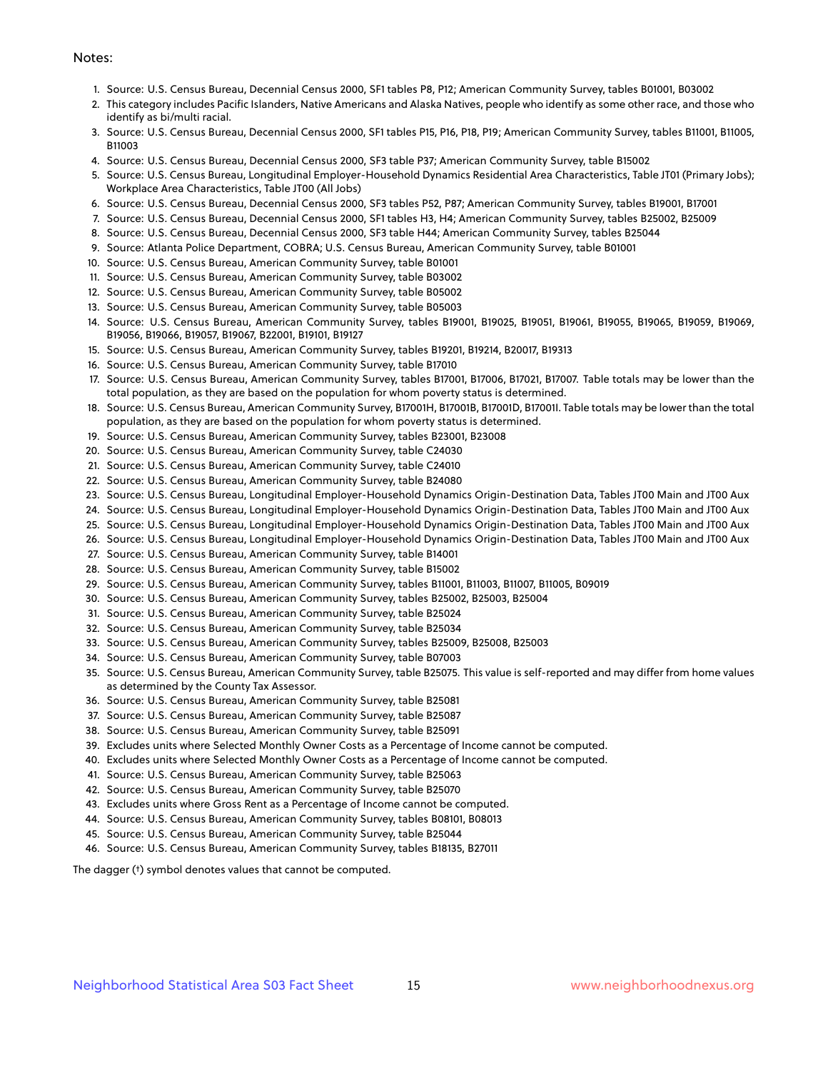Notes:

1. Source: U.S. Census Bureau, Decennial Census 2000, SF1 tables P8, P12; American Community Survey, tables B01001, B03002
2. This category includes Pacific Islanders, Native Americans and Alaska Natives, people who identify as some other race, and those who identify as bi/multi racial.
3. Source: U.S. Census Bureau, Decennial Census 2000, SF1 tables P15, P16, P18, P19; American Community Survey, tables B11001, B11005, B11003
4. Source: U.S. Census Bureau, Decennial Census 2000, SF3 table P37; American Community Survey, table B15002
5. Source: U.S. Census Bureau, Longitudinal Employer-Household Dynamics Residential Area Characteristics, Table JT01 (Primary Jobs); Workplace Area Characteristics, Table JT00 (All Jobs)
6. Source: U.S. Census Bureau, Decennial Census 2000, SF3 tables P52, P87; American Community Survey, tables B19001, B17001
7. Source: U.S. Census Bureau, Decennial Census 2000, SF1 tables H3, H4; American Community Survey, tables B25002, B25009
8. Source: U.S. Census Bureau, Decennial Census 2000, SF3 table H44; American Community Survey, tables B25044
9. Source: Atlanta Police Department, COBRA; U.S. Census Bureau, American Community Survey, table B01001
10. Source: U.S. Census Bureau, American Community Survey, table B01001
11. Source: U.S. Census Bureau, American Community Survey, table B03002
12. Source: U.S. Census Bureau, American Community Survey, table B05002
13. Source: U.S. Census Bureau, American Community Survey, table B05003
14. Source: U.S. Census Bureau, American Community Survey, tables B19001, B19025, B19051, B19061, B19055, B19065, B19059, B19069, B19056, B19066, B19057, B19067, B22001, B19101, B19127
15. Source: U.S. Census Bureau, American Community Survey, tables B19201, B19214, B20017, B19313
16. Source: U.S. Census Bureau, American Community Survey, table B17010
17. Source: U.S. Census Bureau, American Community Survey, tables B17001, B17006, B17021, B17007. Table totals may be lower than the total population, as they are based on the population for whom poverty status is determined.
18. Source: U.S. Census Bureau, American Community Survey, B17001H, B17001B, B17001D, B17001I. Table totals may be lower than the total population, as they are based on the population for whom poverty status is determined.
19. Source: U.S. Census Bureau, American Community Survey, tables B23001, B23008
20. Source: U.S. Census Bureau, American Community Survey, table C24030
21. Source: U.S. Census Bureau, American Community Survey, table C24010
22. Source: U.S. Census Bureau, American Community Survey, table B24080
23. Source: U.S. Census Bureau, Longitudinal Employer-Household Dynamics Origin-Destination Data, Tables JT00 Main and JT00 Aux
24. Source: U.S. Census Bureau, Longitudinal Employer-Household Dynamics Origin-Destination Data, Tables JT00 Main and JT00 Aux
25. Source: U.S. Census Bureau, Longitudinal Employer-Household Dynamics Origin-Destination Data, Tables JT00 Main and JT00 Aux
26. Source: U.S. Census Bureau, Longitudinal Employer-Household Dynamics Origin-Destination Data, Tables JT00 Main and JT00 Aux
27. Source: U.S. Census Bureau, American Community Survey, table B14001
28. Source: U.S. Census Bureau, American Community Survey, table B15002
29. Source: U.S. Census Bureau, American Community Survey, tables B11001, B11003, B11007, B11005, B09019
30. Source: U.S. Census Bureau, American Community Survey, tables B25002, B25003, B25004
31. Source: U.S. Census Bureau, American Community Survey, table B25024
32. Source: U.S. Census Bureau, American Community Survey, table B25034
33. Source: U.S. Census Bureau, American Community Survey, tables B25009, B25008, B25003
34. Source: U.S. Census Bureau, American Community Survey, table B07003
35. Source: U.S. Census Bureau, American Community Survey, table B25075. This value is self-reported and may differ from home values as determined by the County Tax Assessor.
36. Source: U.S. Census Bureau, American Community Survey, table B25081
37. Source: U.S. Census Bureau, American Community Survey, table B25087
38. Source: U.S. Census Bureau, American Community Survey, table B25091
39. Excludes units where Selected Monthly Owner Costs as a Percentage of Income cannot be computed.
40. Excludes units where Selected Monthly Owner Costs as a Percentage of Income cannot be computed.
41. Source: U.S. Census Bureau, American Community Survey, table B25063
42. Source: U.S. Census Bureau, American Community Survey, table B25070
43. Excludes units where Gross Rent as a Percentage of Income cannot be computed.
44. Source: U.S. Census Bureau, American Community Survey, tables B08101, B08013
45. Source: U.S. Census Bureau, American Community Survey, table B25044
46. Source: U.S. Census Bureau, American Community Survey, tables B18135, B27011

The dagger (†) symbol denotes values that cannot be computed.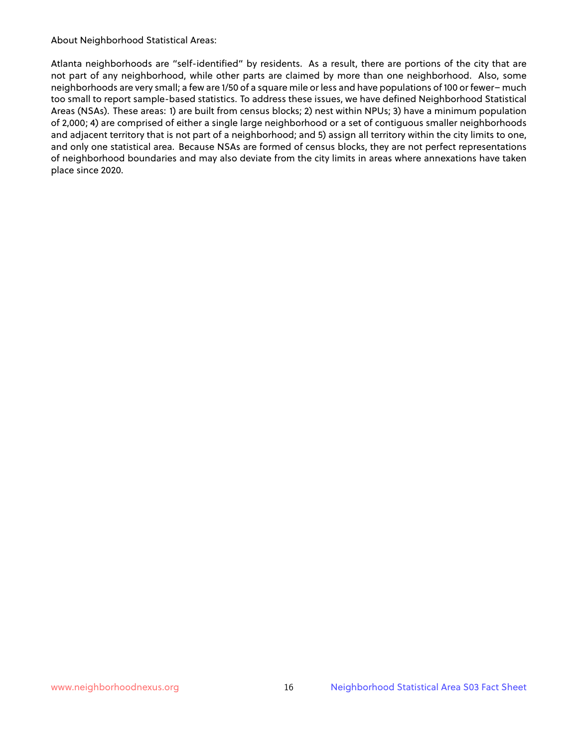About Neighborhood Statistical Areas:

Atlanta neighborhoods are "self-identified" by residents. As a result, there are portions of the city that are not part of any neighborhood, while other parts are claimed by more than one neighborhood. Also, some neighborhoods are very small; a few are 1/50 of a square mile or less and have populations of 100 or fewer– much too small to report sample-based statistics. To address these issues, we have defined Neighborhood Statistical Areas (NSAs). These areas: 1) are built from census blocks; 2) nest within NPUs; 3) have a minimum population of 2,000; 4) are comprised of either a single large neighborhood or a set of contiguous smaller neighborhoods and adjacent territory that is not part of a neighborhood; and 5) assign all territory within the city limits to one, and only one statistical area. Because NSAs are formed of census blocks, they are not perfect representations of neighborhood boundaries and may also deviate from the city limits in areas where annexations have taken place since 2020.